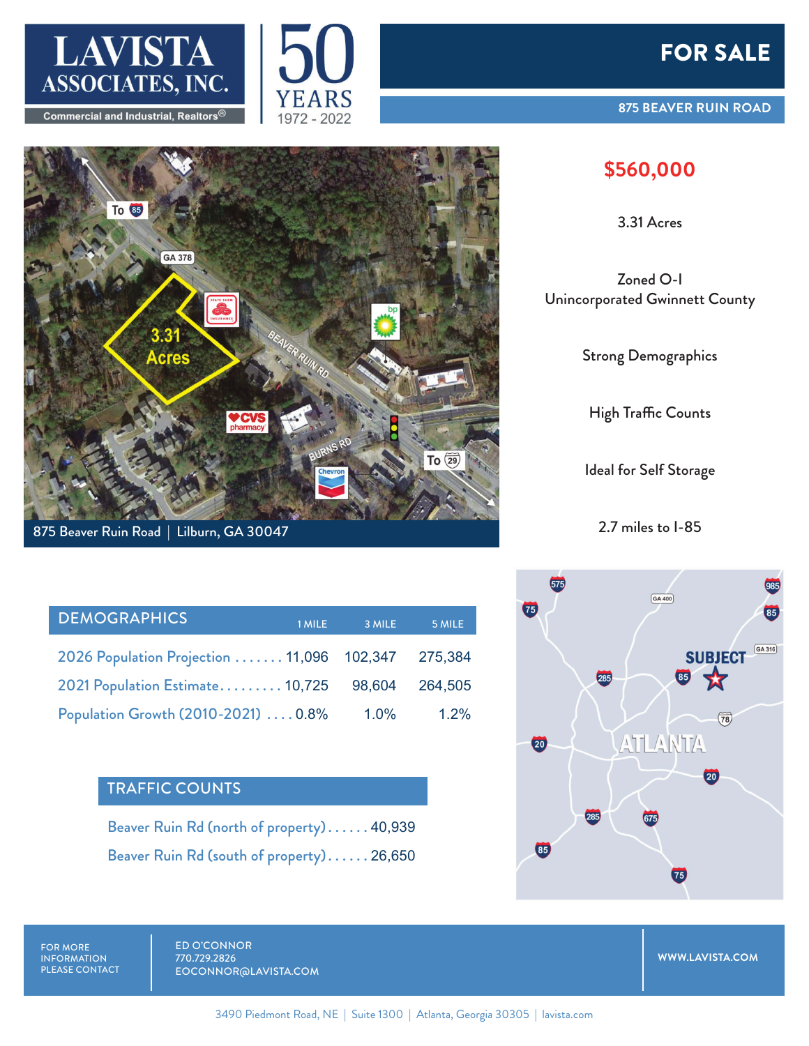# LAVISTA ASSOCIATES, INC.

Commercial and Industrial, Realtors®

50 YEARS 1972 - 2022

## FOR SALE

### 875 BEAVER RUIN ROAD

875 Beaver Ruin Road | Lilburn, GA 30047

**$560,000**

3.31 Acres

Zoned O-I
Unincorporated Gwinnett County

Strong Demographics

High Traffic Counts

Ideal for Self Storage

2.7 miles to I-85

## DEMOGRAPHICS

| | 1 MILE | 3 MILE | 5 MILE |
|---|---|---|---|
| 2026 Population Projection | 11,096 | 102,347 | 275,384 |
| 2021 Population Estimate | 10,725 | 98,604 | 264,505 |
| Population Growth (2010-2021) | 0.8% | 1.0% | 1.2% |

## TRAFFIC COUNTS

| | |
|---|---|
| Beaver Ruin Rd (north of property) | 40,939 |
| Beaver Ruin Rd (south of property) | 26,650 |

FOR MORE INFORMATION PLEASE CONTACT

ED O'CONNOR
770.729.2826
EOCONNOR@LAVISTA.COM

WWW.LAVISTA.COM

3490 Piedmont Road, NE | Suite 1300 | Atlanta, Georgia 30305 | lavista.com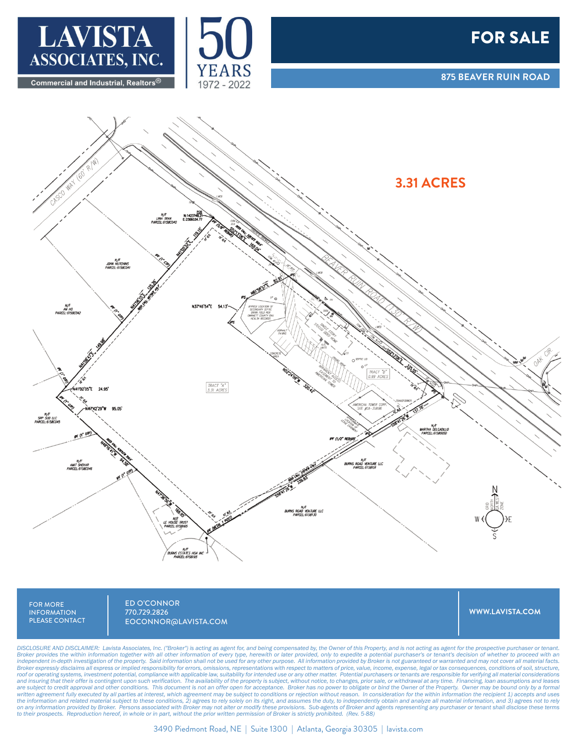LAVISTA ASSOCIATES, INC.

Commercial and Industrial, Realtors®

50 YEARS 1972 - 2022

# FOR SALE

## 875 BEAVER RUIN ROAD

3.31 ACRES

BEAVER RUIN ROAD (130' R/W)

CASCO WAY (60' R/W)

OAK CIR.

TRACT "A" 3.31 ACRES

TRACT "B" 0.99 ACRES

N/F LINH TRAN PARCEL: 6158C040

N/F JOHN HUTCHINS PARCEL: 6158C041

N/F AN HO PARCEL: 6158C042

N/F SRP SUB LLC PARCEL: 6158C045

N/F AMIT SHEKAR PARCEL: 6158C046

N/F LE HOUSE TRUST PARCEL: 6158165

N/F BURNS ESTATES HOA INC PARCEL: 6158195

N/F BURNS ROAD VENTURE LLC PARCEL: 6158130

N/F BURNS ROAD VENTURE LLC PARCEL: 6158151

N/F MARTHA DELGADILLO PARCEL: 6158005D

AMERICAN TOWER CORP. SITE #GA-318086

POB N:1423748.21 E:2306034.77

N41°05'52"E 119.15'

N41°06'15"E 125.26'

N41°06'47"E 149.98'

N41°02'05"E 24.95'

N47°42'29"W 95.05'

N46°16'41"W 94.38'

N47°36'56"W 168.95'

S58°41'26"W 339.63

S56°41'26"W 137.78'

S52°13'06"E 335.55'

S52°13'06"E 168.04'

N81°58'57"E 87.91'

N37°46'54"E 54.13'

N52°24'09"W 320.42'

N GRID NORTH GA WEST ZONE

W E S

FOR MORE INFORMATION PLEASE CONTACT

ED O'CONNOR
770.729.2826
EOCONNOR@LAVISTA.COM

WWW.LAVISTA.COM

*DISCLOSURE AND DISCLAIMER: Lavista Associates, Inc. ("Broker") is acting as agent for, and being compensated by, the Owner of this Property, and is not acting as agent for the prospective purchaser or tenant. Broker provides the within information together with all other information of every type, herewith or later provided, only to expedite a potential purchaser's or tenant's decision of whether to proceed with an independent in-depth investigation of the property. Said information shall not be used for any other purpose. All information provided by Broker is not guaranteed or warranted and may not cover all material facts. Broker expressly disclaims all express or implied responsibility for errors, omissions, representations with respect to matters of price, value, income, expense, legal or tax consequences, conditions of soil, structure, roof or operating systems, investment potential, compliance with applicable law, suitability for intended use or any other matter. Potential purchasers or tenants are responsible for verifying all material considerations and insuring that their offer is contingent upon such verification. The availability of the property is subject, without notice, to changes, prior sale, or withdrawal at any time. Financing, loan assumptions and leases are subject to credit approval and other conditions. This document is not an offer open for acceptance. Broker has no power to obligate or bind the Owner of the Property. Owner may be bound only by a formal written agreement fully executed by all parties at interest, which agreement may be subject to conditions or rejection without reason. In consideration for the within information the recipient 1) accepts and uses the information and related material subject to these conditions, 2) agrees to rely solely on its right, and assumes the duty, to independently obtain and analyze all material information, and 3) agrees not to rely on any information provided by Broker. Persons associated with Broker may not alter or modify these provisions. Sub-agents of Broker and agents representing any purchaser or tenant shall disclose these terms to their prospects. Reproduction hereof, in whole or in part, without the prior written permission of Broker is strictly prohibited. (Rev. 5-88)*

3490 Piedmont Road, NE | Suite 1300 | Atlanta, Georgia 30305 | lavista.com